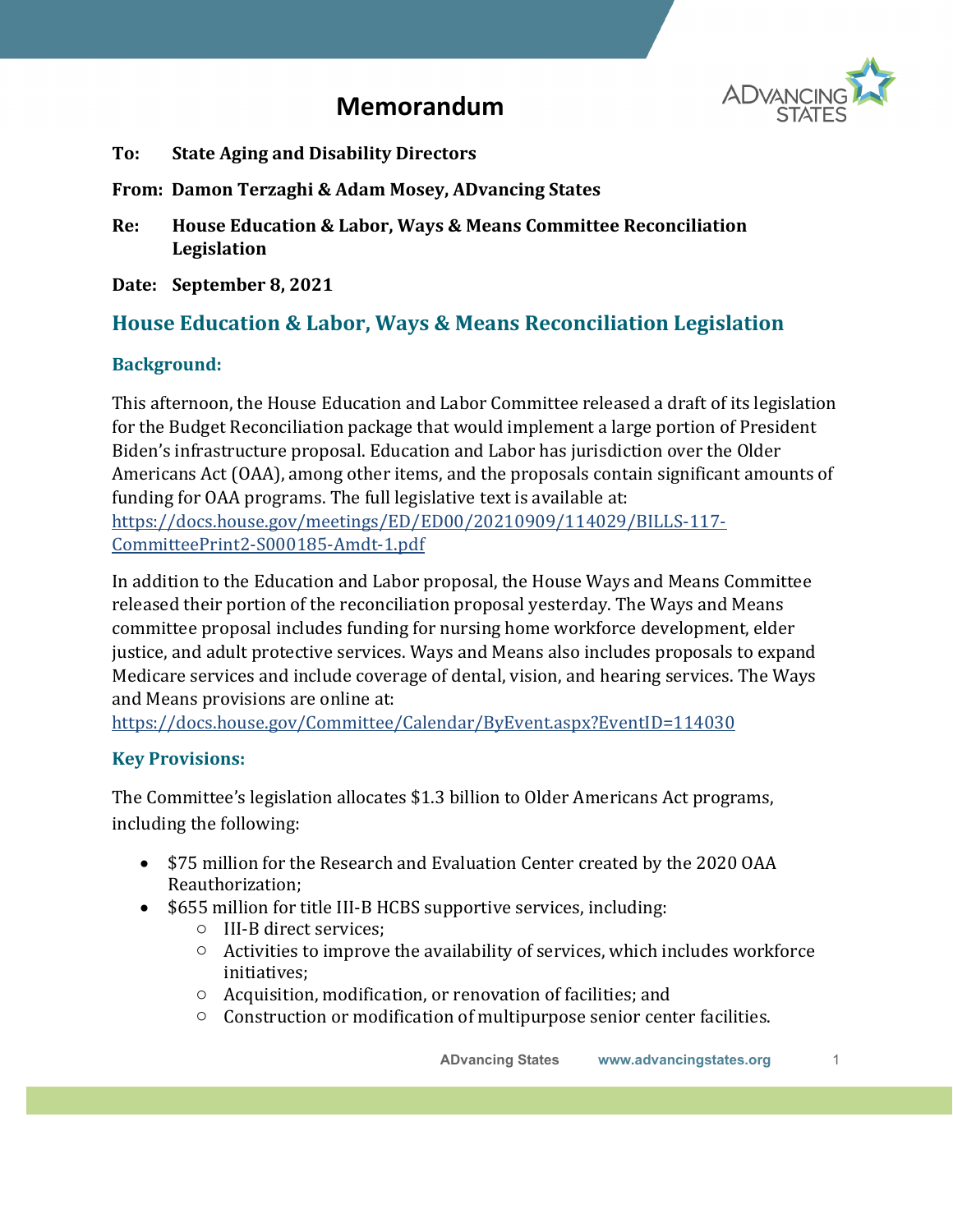# Memorandum

**To:** State Aging and Disability Directors

**From:** Damon Terzaghi & Adam Mosey, ADvancing States

**Re:** House Education & Labor, Ways & Means Committee Reconciliation Legislation

**Date:** September 8, 2021

## House Education & Labor, Ways & Means Reconciliation Legislation

### Background:

This afternoon, the House Education and Labor Committee released a draft of its legislation for the Budget Reconciliation package that would implement a large portion of President Biden's infrastructure proposal. Education and Labor has jurisdiction over the Older Americans Act (OAA), among other items, and the proposals contain significant amounts of funding for OAA programs. The full legislative text is available at: https://docs.house.gov/meetings/ED/ED00/20210909/114029/BILLS-117-CommitteePrint2-S000185-Amdt-1.pdf

In addition to the Education and Labor proposal, the House Ways and Means Committee released their portion of the reconciliation proposal yesterday. The Ways and Means committee proposal includes funding for nursing home workforce development, elder justice, and adult protective services. Ways and Means also includes proposals to expand Medicare services and include coverage of dental, vision, and hearing services. The Ways and Means provisions are online at: https://docs.house.gov/Committee/Calendar/ByEvent.aspx?EventID=114030

### Key Provisions:

The Committee's legislation allocates $1.3 billion to Older Americans Act programs, including the following:

- $75 million for the Research and Evaluation Center created by the 2020 OAA Reauthorization;
- $655 million for title III-B HCBS supportive services, including:
  - III-B direct services;
  - Activities to improve the availability of services, which includes workforce initiatives;
  - Acquisition, modification, or renovation of facilities; and
  - Construction or modification of multipurpose senior center facilities.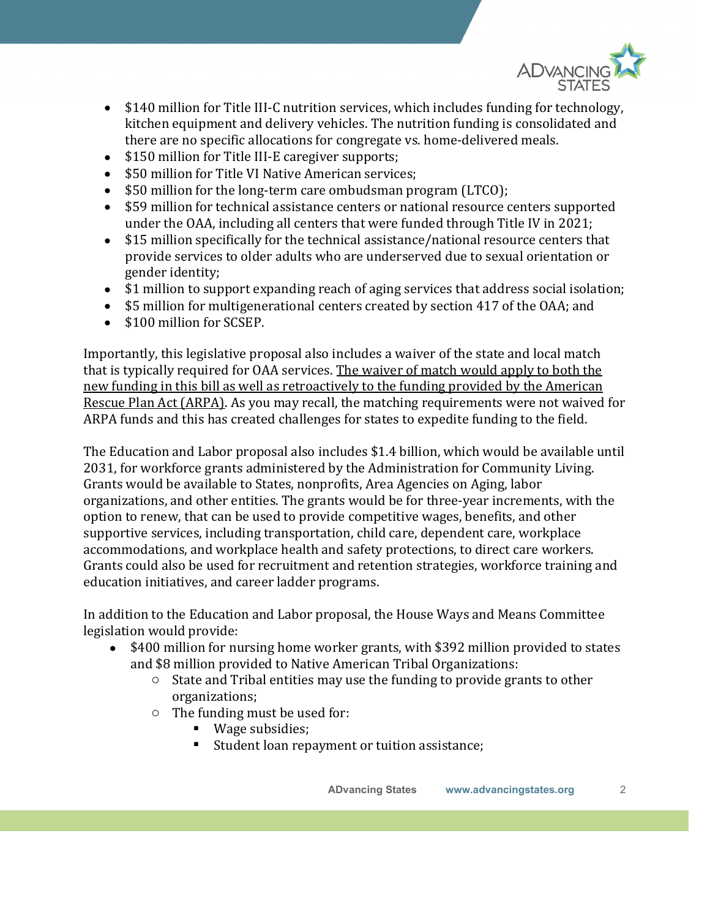- $140 million for Title III-C nutrition services, which includes funding for technology, kitchen equipment and delivery vehicles. The nutrition funding is consolidated and there are no specific allocations for congregate vs. home-delivered meals.
- $150 million for Title III-E caregiver supports;
- $50 million for Title VI Native American services;
- $50 million for the long-term care ombudsman program (LTCO);
- $59 million for technical assistance centers or national resource centers supported under the OAA, including all centers that were funded through Title IV in 2021;
- $15 million specifically for the technical assistance/national resource centers that provide services to older adults who are underserved due to sexual orientation or gender identity;
- $1 million to support expanding reach of aging services that address social isolation;
- $5 million for multigenerational centers created by section 417 of the OAA; and
- $100 million for SCSEP.

Importantly, this legislative proposal also includes a waiver of the state and local match that is typically required for OAA services. <u>The waiver of match would apply to both the new funding in this bill as well as retroactively to the funding provided by the American Rescue Plan Act (ARPA)</u>. As you may recall, the matching requirements were not waived for ARPA funds and this has created challenges for states to expedite funding to the field.

The Education and Labor proposal also includes $1.4 billion, which would be available until 2031, for workforce grants administered by the Administration for Community Living. Grants would be available to States, nonprofits, Area Agencies on Aging, labor organizations, and other entities. The grants would be for three-year increments, with the option to renew, that can be used to provide competitive wages, benefits, and other supportive services, including transportation, child care, dependent care, workplace accommodations, and workplace health and safety protections, to direct care workers. Grants could also be used for recruitment and retention strategies, workforce training and education initiatives, and career ladder programs.

In addition to the Education and Labor proposal, the House Ways and Means Committee legislation would provide:

- $400 million for nursing home worker grants, with $392 million provided to states and $8 million provided to Native American Tribal Organizations:
  - State and Tribal entities may use the funding to provide grants to other organizations;
  - The funding must be used for:
    - Wage subsidies;
    - Student loan repayment or tuition assistance;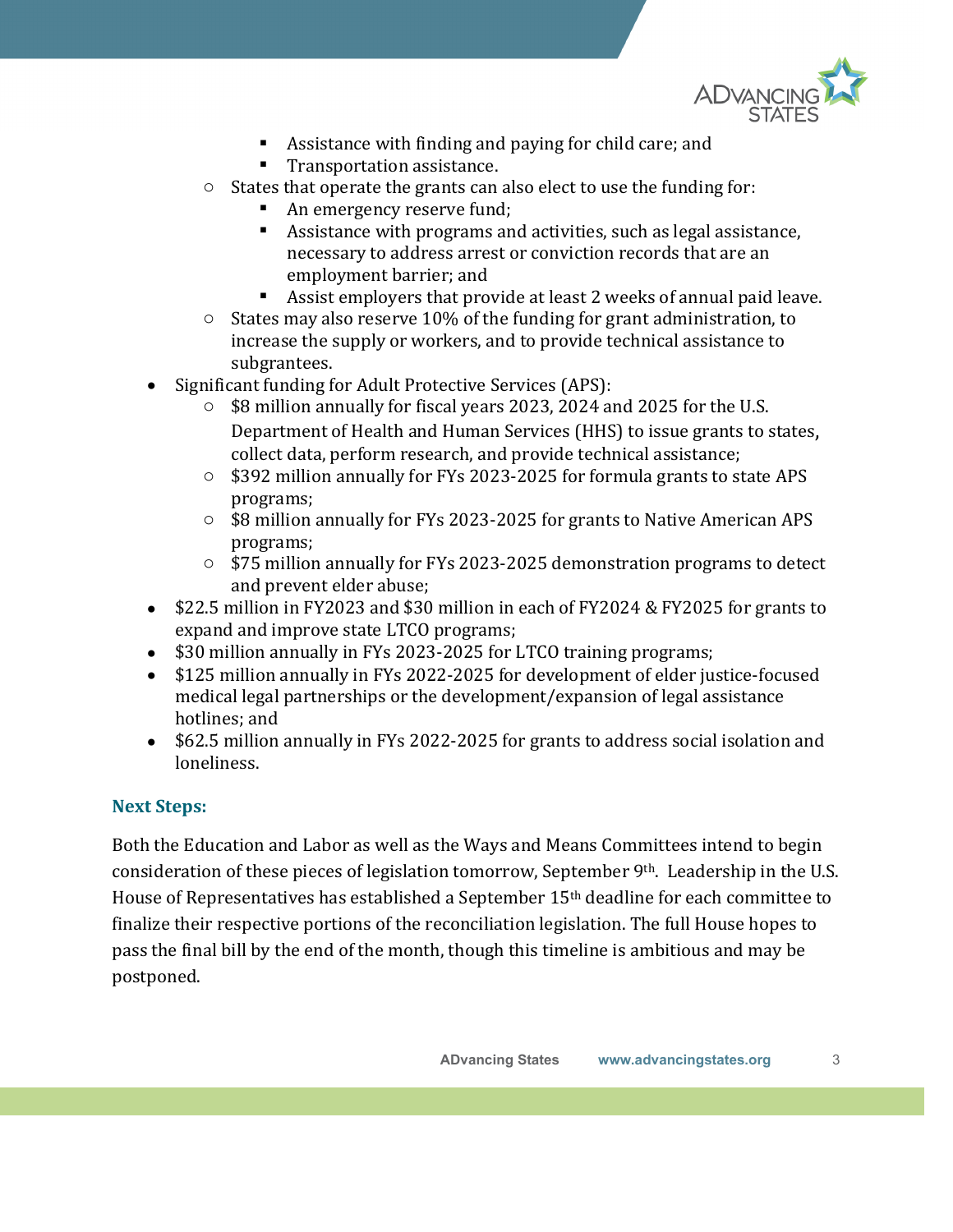- Assistance with finding and paying for child care; and
        - Transportation assistance.
    - States that operate the grants can also elect to use the funding for:
        - An emergency reserve fund;
        - Assistance with programs and activities, such as legal assistance, necessary to address arrest or conviction records that are an employment barrier; and
        - Assist employers that provide at least 2 weeks of annual paid leave.
    - States may also reserve 10% of the funding for grant administration, to increase the supply or workers, and to provide technical assistance to subgrantees.
- Significant funding for Adult Protective Services (APS):
    - $8 million annually for fiscal years 2023, 2024 and 2025 for the U.S. Department of Health and Human Services (HHS) to issue grants to states, collect data, perform research, and provide technical assistance;
    - $392 million annually for FYs 2023-2025 for formula grants to state APS programs;
    - $8 million annually for FYs 2023-2025 for grants to Native American APS programs;
    - $75 million annually for FYs 2023-2025 demonstration programs to detect and prevent elder abuse;
- $22.5 million in FY2023 and $30 million in each of FY2024 & FY2025 for grants to expand and improve state LTCO programs;
- $30 million annually in FYs 2023-2025 for LTCO training programs;
- $125 million annually in FYs 2022-2025 for development of elder justice-focused medical legal partnerships or the development/expansion of legal assistance hotlines; and
- $62.5 million annually in FYs 2022-2025 for grants to address social isolation and loneliness.

### Next Steps:

Both the Education and Labor as well as the Ways and Means Committees intend to begin consideration of these pieces of legislation tomorrow, September 9th. Leadership in the U.S. House of Representatives has established a September 15th deadline for each committee to finalize their respective portions of the reconciliation legislation. The full House hopes to pass the final bill by the end of the month, though this timeline is ambitious and may be postponed.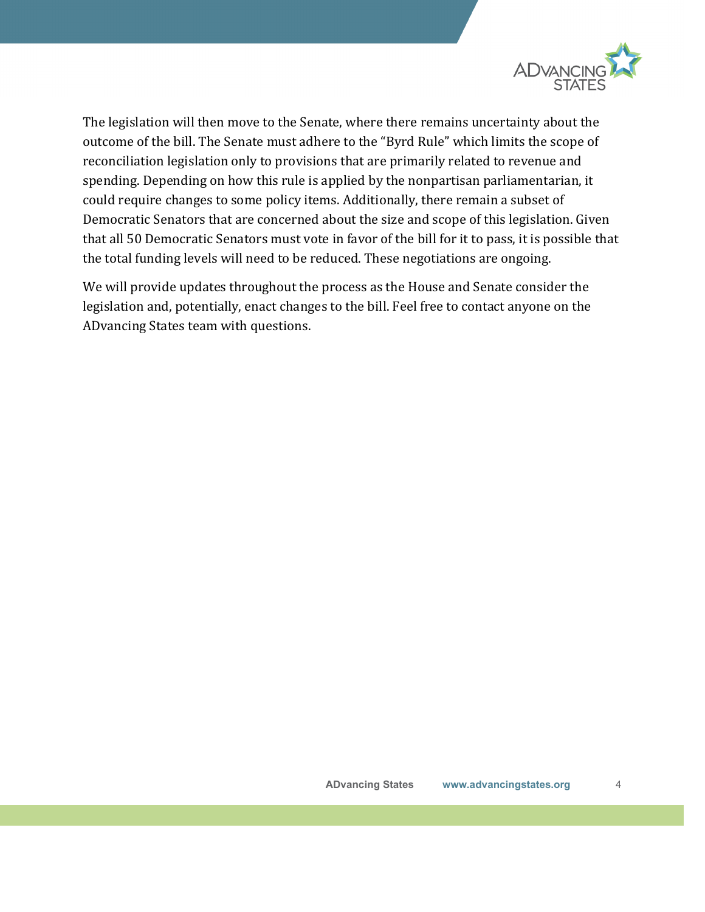The legislation will then move to the Senate, where there remains uncertainty about the outcome of the bill. The Senate must adhere to the "Byrd Rule" which limits the scope of reconciliation legislation only to provisions that are primarily related to revenue and spending. Depending on how this rule is applied by the nonpartisan parliamentarian, it could require changes to some policy items. Additionally, there remain a subset of Democratic Senators that are concerned about the size and scope of this legislation. Given that all 50 Democratic Senators must vote in favor of the bill for it to pass, it is possible that the total funding levels will need to be reduced. These negotiations are ongoing.

We will provide updates throughout the process as the House and Senate consider the legislation and, potentially, enact changes to the bill. Feel free to contact anyone on the ADvancing States team with questions.